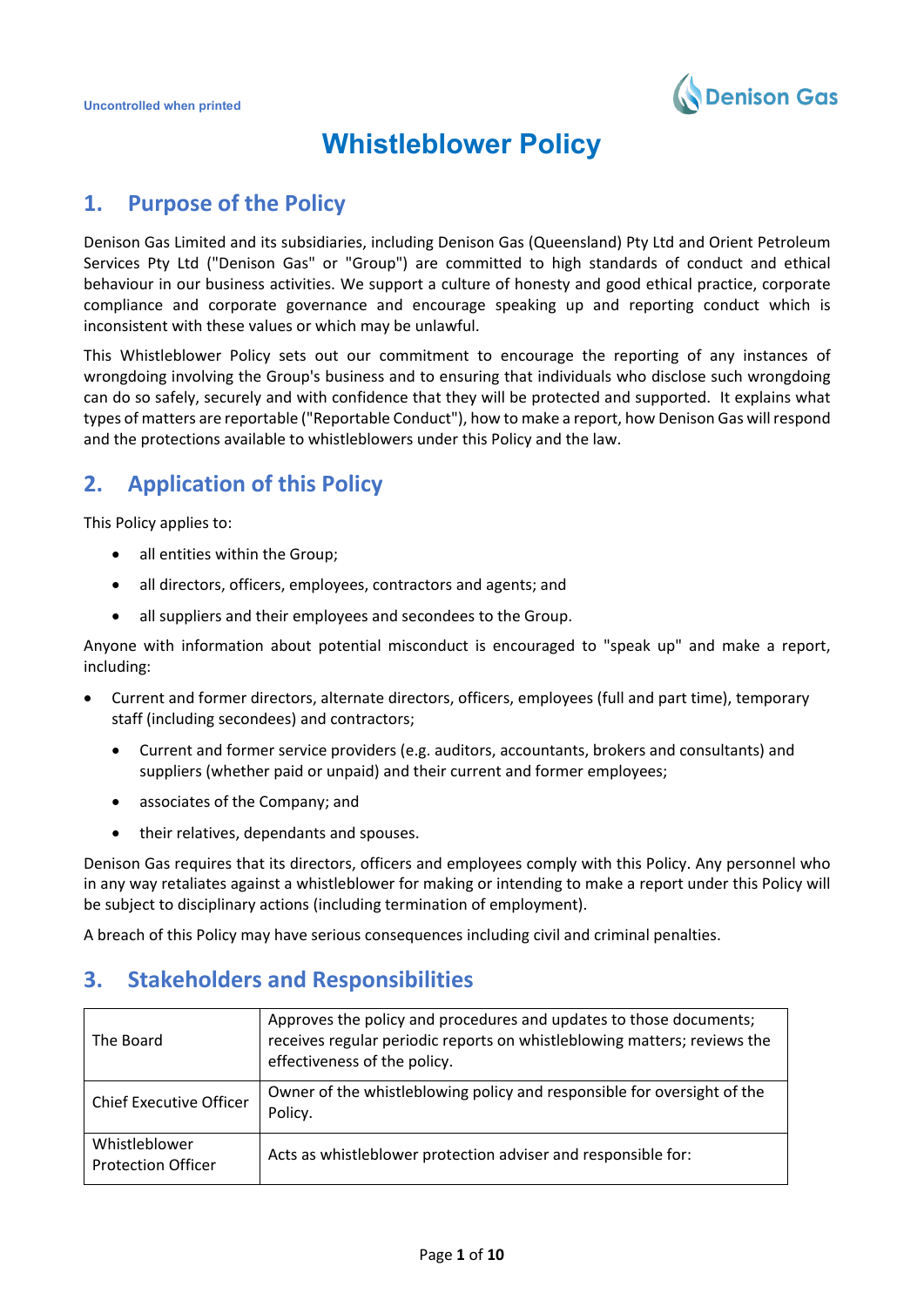Uncontrolled when printed

# Whistleblower Policy

## 1. Purpose of the Policy

Denison Gas Limited and its subsidiaries, including Denison Gas (Queensland) Pty Ltd and Orient Petroleum Services Pty Ltd ("Denison Gas" or "Group") are committed to high standards of conduct and ethical behaviour in our business activities. We support a culture of honesty and good ethical practice, corporate compliance and corporate governance and encourage speaking up and reporting conduct which is inconsistent with these values or which may be unlawful.

This Whistleblower Policy sets out our commitment to encourage the reporting of any instances of wrongdoing involving the Group's business and to ensuring that individuals who disclose such wrongdoing can do so safely, securely and with confidence that they will be protected and supported. It explains what types of matters are reportable ("Reportable Conduct"), how to make a report, how Denison Gas will respond and the protections available to whistleblowers under this Policy and the law.

## 2. Application of this Policy

This Policy applies to:

- all entities within the Group;
- all directors, officers, employees, contractors and agents; and
- all suppliers and their employees and secondees to the Group.

Anyone with information about potential misconduct is encouraged to "speak up" and make a report, including:

- Current and former directors, alternate directors, officers, employees (full and part time), temporary staff (including secondees) and contractors;
  - Current and former service providers (e.g. auditors, accountants, brokers and consultants) and suppliers (whether paid or unpaid) and their current and former employees;
  - associates of the Company; and
  - their relatives, dependants and spouses.

Denison Gas requires that its directors, officers and employees comply with this Policy. Any personnel who in any way retaliates against a whistleblower for making or intending to make a report under this Policy will be subject to disciplinary actions (including termination of employment).

A breach of this Policy may have serious consequences including civil and criminal penalties.

## 3. Stakeholders and Responsibilities

| | |
|---|---|
| The Board | Approves the policy and procedures and updates to those documents; receives regular periodic reports on whistleblowing matters; reviews the effectiveness of the policy. |
| Chief Executive Officer | Owner of the whistleblowing policy and responsible for oversight of the Policy. |
| Whistleblower Protection Officer | Acts as whistleblower protection adviser and responsible for: |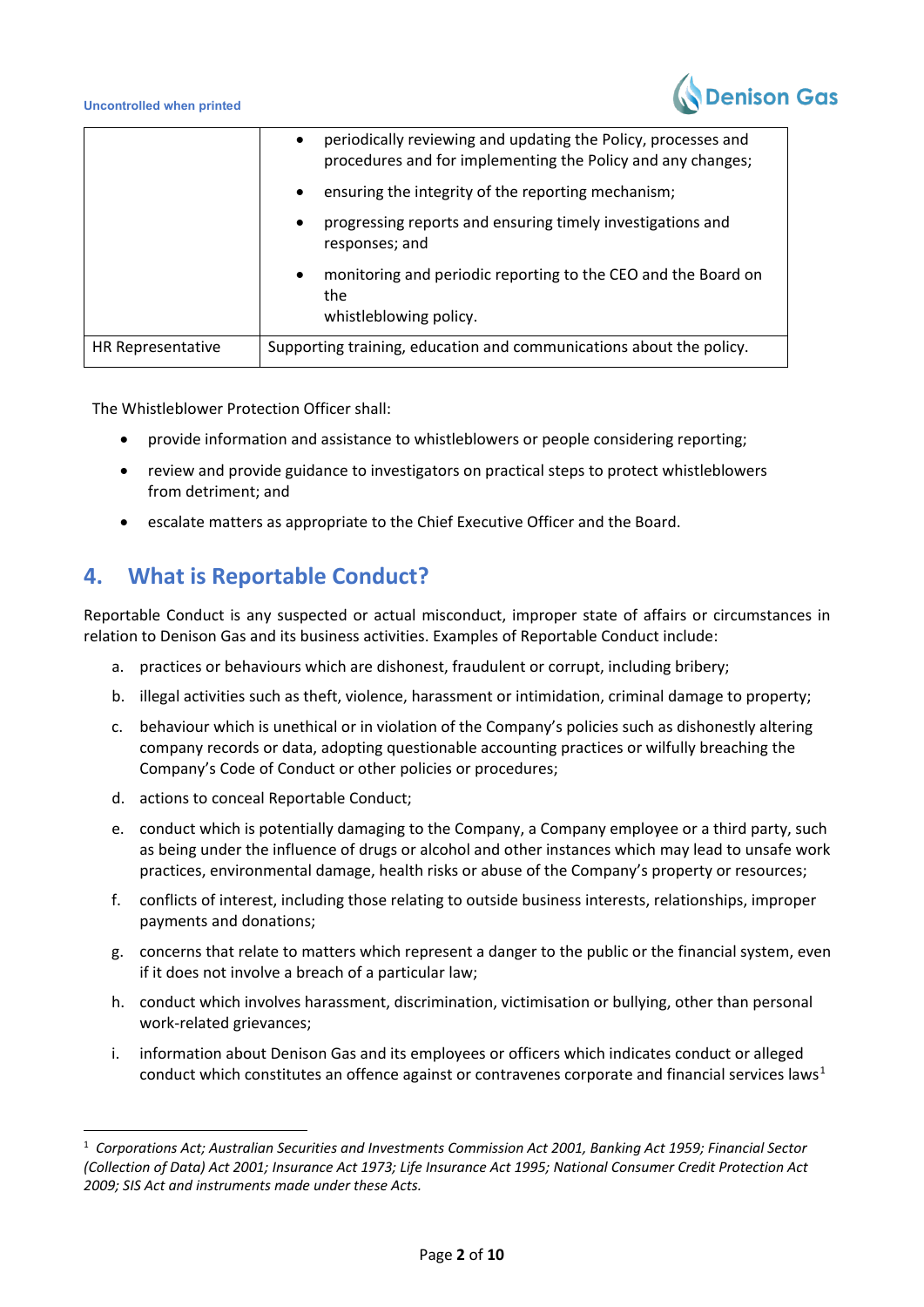| | |
|---|---|
| | • periodically reviewing and updating the Policy, processes and procedures and for implementing the Policy and any changes; • ensuring the integrity of the reporting mechanism; • progressing reports and ensuring timely investigations and responses; and • monitoring and periodic reporting to the CEO and the Board on the whistleblowing policy. |
| HR Representative | Supporting training, education and communications about the policy. |

The Whistleblower Protection Officer shall:

- provide information and assistance to whistleblowers or people considering reporting;
- review and provide guidance to investigators on practical steps to protect whistleblowers from detriment; and
- escalate matters as appropriate to the Chief Executive Officer and the Board.

## 4. What is Reportable Conduct?

Reportable Conduct is any suspected or actual misconduct, improper state of affairs or circumstances in relation to Denison Gas and its business activities. Examples of Reportable Conduct include:

a. practices or behaviours which are dishonest, fraudulent or corrupt, including bribery;

b. illegal activities such as theft, violence, harassment or intimidation, criminal damage to property;

c. behaviour which is unethical or in violation of the Company's policies such as dishonestly altering company records or data, adopting questionable accounting practices or wilfully breaching the Company's Code of Conduct or other policies or procedures;

d. actions to conceal Reportable Conduct;

e. conduct which is potentially damaging to the Company, a Company employee or a third party, such as being under the influence of drugs or alcohol and other instances which may lead to unsafe work practices, environmental damage, health risks or abuse of the Company's property or resources;

f. conflicts of interest, including those relating to outside business interests, relationships, improper payments and donations;

g. concerns that relate to matters which represent a danger to the public or the financial system, even if it does not involve a breach of a particular law;

h. conduct which involves harassment, discrimination, victimisation or bullying, other than personal work-related grievances;

i. information about Denison Gas and its employees or officers which indicates conduct or alleged conduct which constitutes an offence against or contravenes corporate and financial services laws[1]

[1] *Corporations Act; Australian Securities and Investments Commission Act 2001, Banking Act 1959; Financial Sector (Collection of Data) Act 2001; Insurance Act 1973; Life Insurance Act 1995; National Consumer Credit Protection Act 2009; SIS Act and instruments made under these Acts.*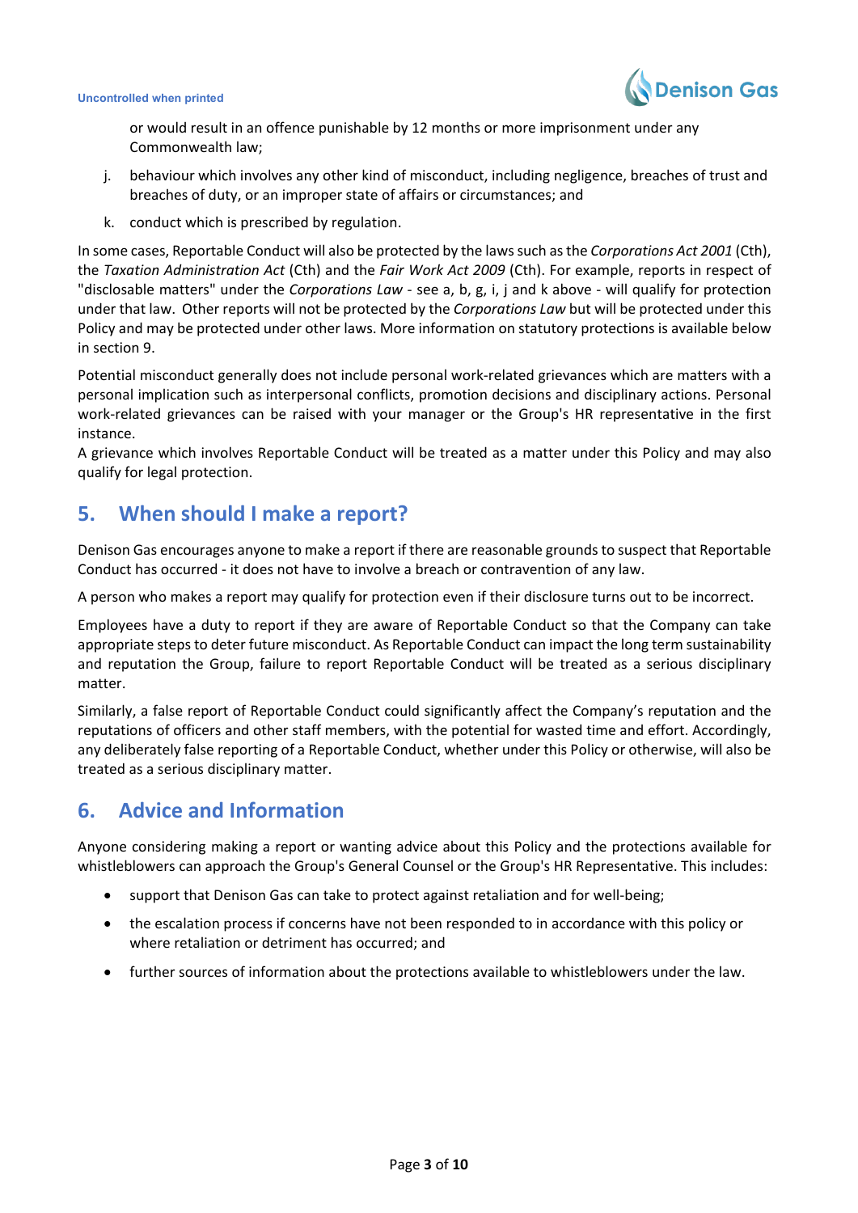or would result in an offence punishable by 12 months or more imprisonment under any Commonwealth law;

j. behaviour which involves any other kind of misconduct, including negligence, breaches of trust and breaches of duty, or an improper state of affairs or circumstances; and

k. conduct which is prescribed by regulation.

In some cases, Reportable Conduct will also be protected by the laws such as the *Corporations Act 2001* (Cth), the *Taxation Administration Act* (Cth) and the *Fair Work Act 2009* (Cth). For example, reports in respect of "disclosable matters" under the *Corporations Law* - see a, b, g, i, j and k above - will qualify for protection under that law. Other reports will not be protected by the *Corporations Law* but will be protected under this Policy and may be protected under other laws. More information on statutory protections is available below in section 9.

Potential misconduct generally does not include personal work-related grievances which are matters with a personal implication such as interpersonal conflicts, promotion decisions and disciplinary actions. Personal work-related grievances can be raised with your manager or the Group's HR representative in the first instance.

A grievance which involves Reportable Conduct will be treated as a matter under this Policy and may also qualify for legal protection.

## 5. When should I make a report?

Denison Gas encourages anyone to make a report if there are reasonable grounds to suspect that Reportable Conduct has occurred - it does not have to involve a breach or contravention of any law.

A person who makes a report may qualify for protection even if their disclosure turns out to be incorrect.

Employees have a duty to report if they are aware of Reportable Conduct so that the Company can take appropriate steps to deter future misconduct. As Reportable Conduct can impact the long term sustainability and reputation the Group, failure to report Reportable Conduct will be treated as a serious disciplinary matter.

Similarly, a false report of Reportable Conduct could significantly affect the Company's reputation and the reputations of officers and other staff members, with the potential for wasted time and effort. Accordingly, any deliberately false reporting of a Reportable Conduct, whether under this Policy or otherwise, will also be treated as a serious disciplinary matter.

## 6. Advice and Information

Anyone considering making a report or wanting advice about this Policy and the protections available for whistleblowers can approach the Group's General Counsel or the Group's HR Representative. This includes:

- support that Denison Gas can take to protect against retaliation and for well-being;
- the escalation process if concerns have not been responded to in accordance with this policy or where retaliation or detriment has occurred; and
- further sources of information about the protections available to whistleblowers under the law.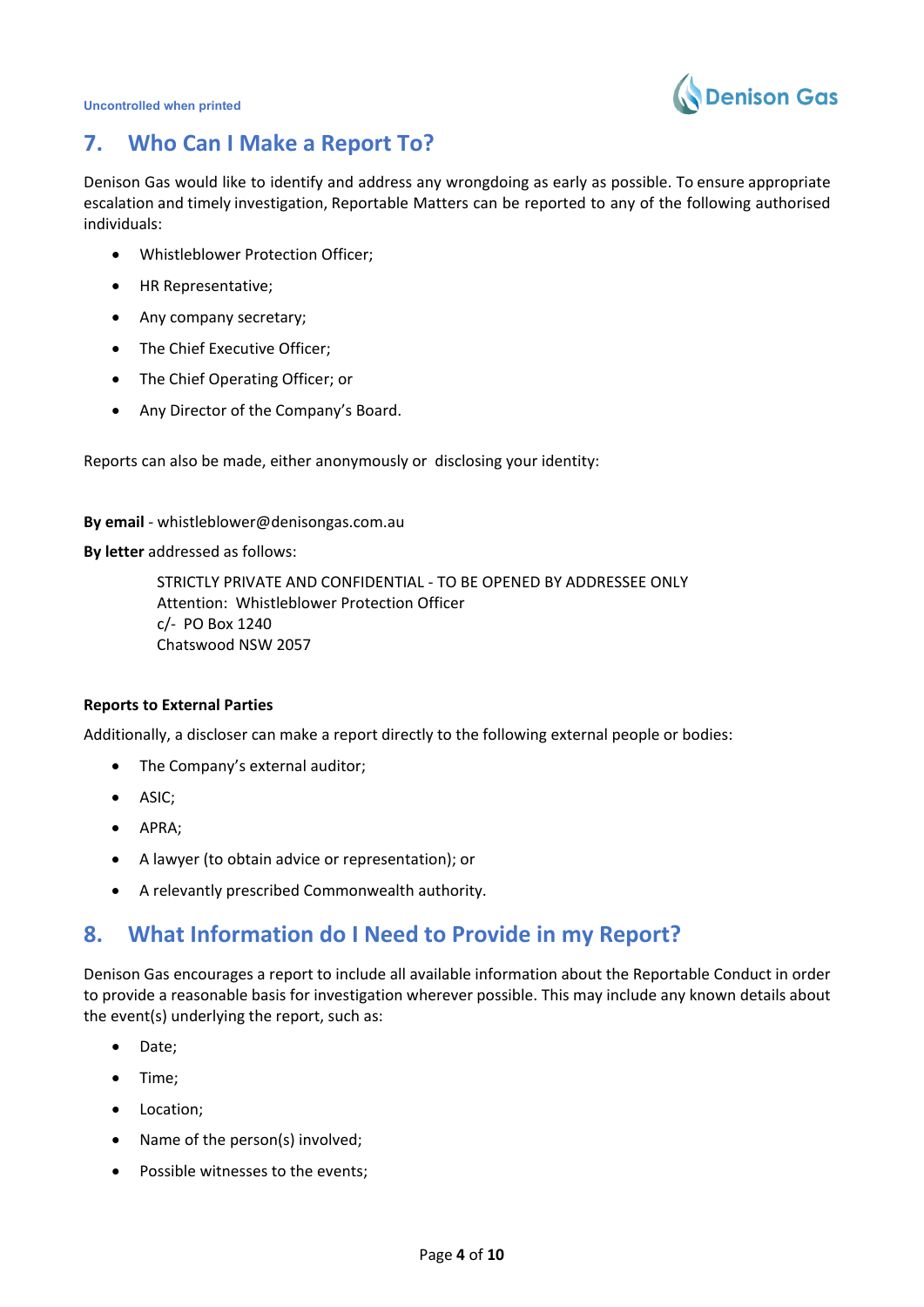## 7. Who Can I Make a Report To?

Denison Gas would like to identify and address any wrongdoing as early as possible. To ensure appropriate escalation and timely investigation, Reportable Matters can be reported to any of the following authorised individuals:

- Whistleblower Protection Officer;
- HR Representative;
- Any company secretary;
- The Chief Executive Officer;
- The Chief Operating Officer; or
- Any Director of the Company's Board.

Reports can also be made, either anonymously or disclosing your identity:

**By email** - whistleblower@denisongas.com.au

**By letter** addressed as follows:

> STRICTLY PRIVATE AND CONFIDENTIAL - TO BE OPENED BY ADDRESSEE ONLY
> Attention: Whistleblower Protection Officer
> c/- PO Box 1240
> Chatswood NSW 2057

**Reports to External Parties**

Additionally, a discloser can make a report directly to the following external people or bodies:

- The Company's external auditor;
- ASIC;
- APRA;
- A lawyer (to obtain advice or representation); or
- A relevantly prescribed Commonwealth authority.

## 8. What Information do I Need to Provide in my Report?

Denison Gas encourages a report to include all available information about the Reportable Conduct in order to provide a reasonable basis for investigation wherever possible. This may include any known details about the event(s) underlying the report, such as:

- Date;
- Time;
- Location;
- Name of the person(s) involved;
- Possible witnesses to the events;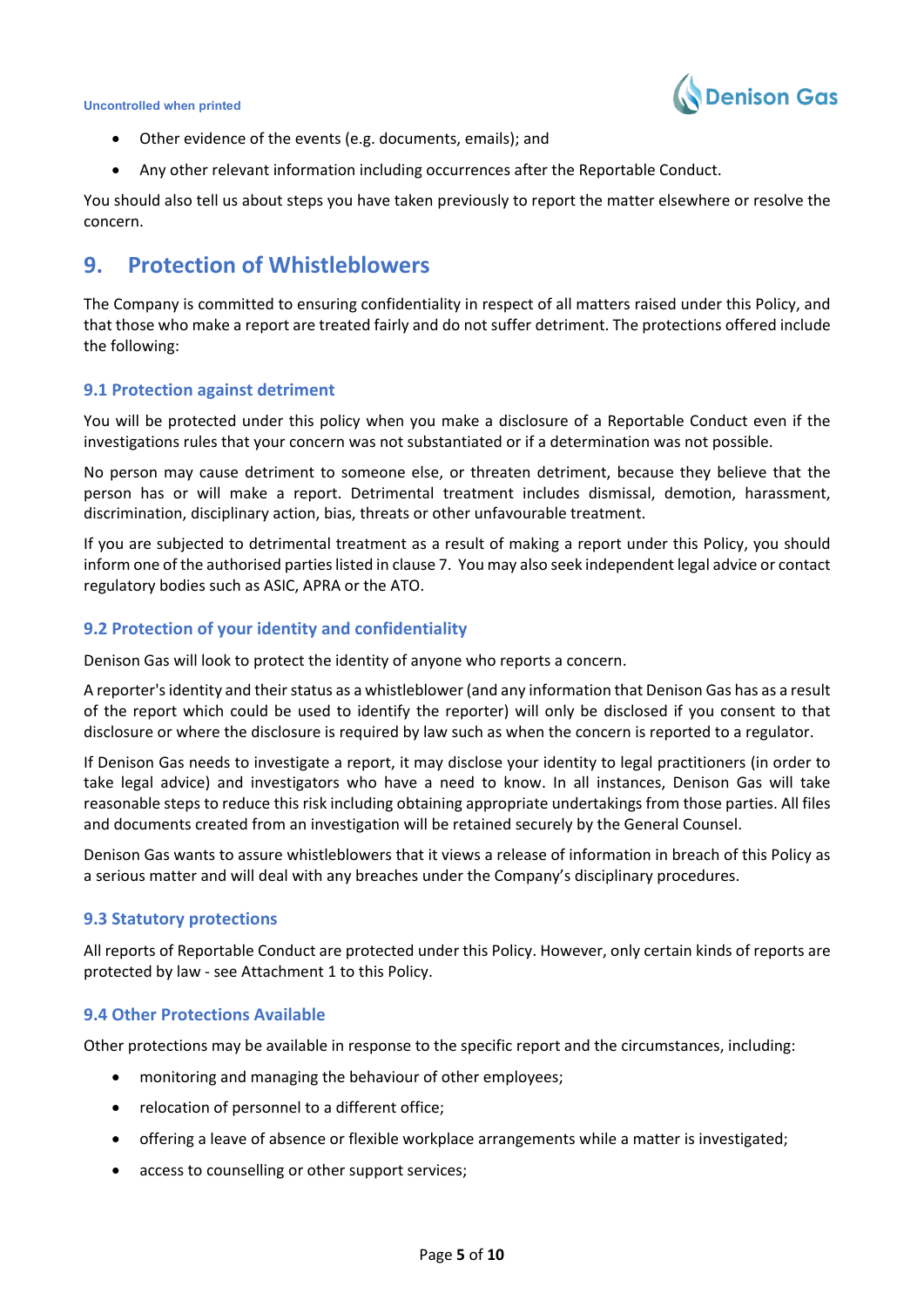- Other evidence of the events (e.g. documents, emails); and
- Any other relevant information including occurrences after the Reportable Conduct.

You should also tell us about steps you have taken previously to report the matter elsewhere or resolve the concern.

## 9. Protection of Whistleblowers

The Company is committed to ensuring confidentiality in respect of all matters raised under this Policy, and that those who make a report are treated fairly and do not suffer detriment. The protections offered include the following:

### 9.1 Protection against detriment

You will be protected under this policy when you make a disclosure of a Reportable Conduct even if the investigations rules that your concern was not substantiated or if a determination was not possible.

No person may cause detriment to someone else, or threaten detriment, because they believe that the person has or will make a report. Detrimental treatment includes dismissal, demotion, harassment, discrimination, disciplinary action, bias, threats or other unfavourable treatment.

If you are subjected to detrimental treatment as a result of making a report under this Policy, you should inform one of the authorised parties listed in clause 7. You may also seek independent legal advice or contact regulatory bodies such as ASIC, APRA or the ATO.

### 9.2 Protection of your identity and confidentiality

Denison Gas will look to protect the identity of anyone who reports a concern.

A reporter's identity and their status as a whistleblower (and any information that Denison Gas has as a result of the report which could be used to identify the reporter) will only be disclosed if you consent to that disclosure or where the disclosure is required by law such as when the concern is reported to a regulator.

If Denison Gas needs to investigate a report, it may disclose your identity to legal practitioners (in order to take legal advice) and investigators who have a need to know. In all instances, Denison Gas will take reasonable steps to reduce this risk including obtaining appropriate undertakings from those parties. All files and documents created from an investigation will be retained securely by the General Counsel.

Denison Gas wants to assure whistleblowers that it views a release of information in breach of this Policy as a serious matter and will deal with any breaches under the Company's disciplinary procedures.

### 9.3 Statutory protections

All reports of Reportable Conduct are protected under this Policy. However, only certain kinds of reports are protected by law - see Attachment 1 to this Policy.

### 9.4 Other Protections Available

Other protections may be available in response to the specific report and the circumstances, including:

- monitoring and managing the behaviour of other employees;
- relocation of personnel to a different office;
- offering a leave of absence or flexible workplace arrangements while a matter is investigated;
- access to counselling or other support services;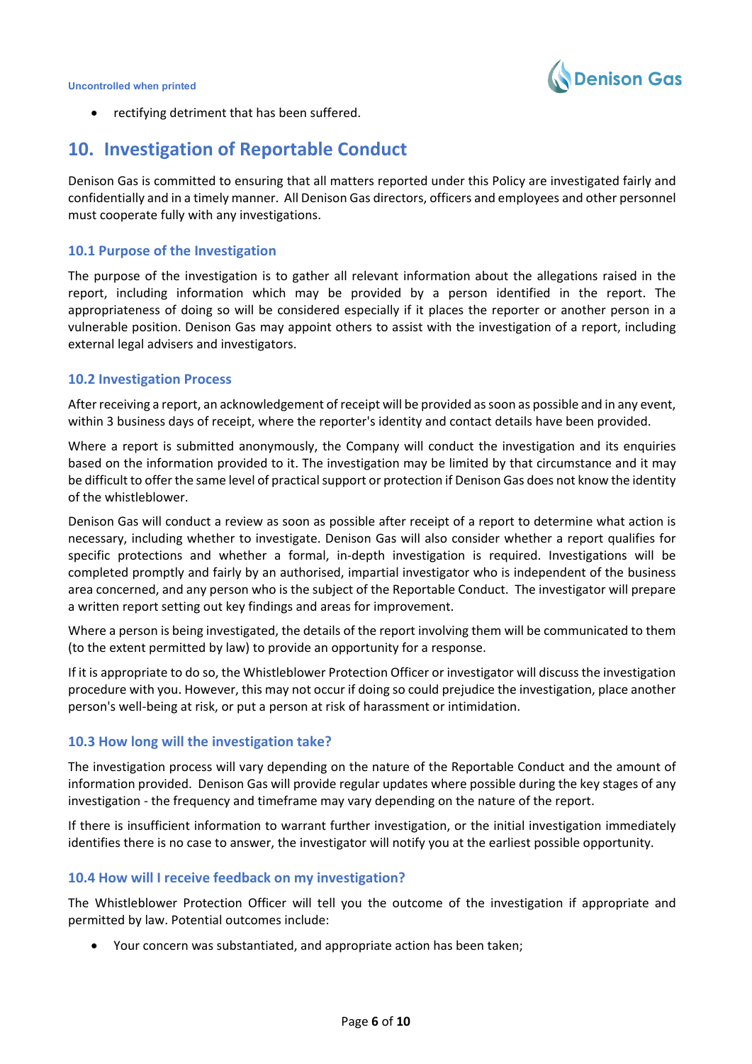- rectifying detriment that has been suffered.

## 10. Investigation of Reportable Conduct

Denison Gas is committed to ensuring that all matters reported under this Policy are investigated fairly and confidentially and in a timely manner. All Denison Gas directors, officers and employees and other personnel must cooperate fully with any investigations.

### 10.1 Purpose of the Investigation

The purpose of the investigation is to gather all relevant information about the allegations raised in the report, including information which may be provided by a person identified in the report. The appropriateness of doing so will be considered especially if it places the reporter or another person in a vulnerable position. Denison Gas may appoint others to assist with the investigation of a report, including external legal advisers and investigators.

### 10.2 Investigation Process

After receiving a report, an acknowledgement of receipt will be provided as soon as possible and in any event, within 3 business days of receipt, where the reporter's identity and contact details have been provided.

Where a report is submitted anonymously, the Company will conduct the investigation and its enquiries based on the information provided to it. The investigation may be limited by that circumstance and it may be difficult to offer the same level of practical support or protection if Denison Gas does not know the identity of the whistleblower.

Denison Gas will conduct a review as soon as possible after receipt of a report to determine what action is necessary, including whether to investigate. Denison Gas will also consider whether a report qualifies for specific protections and whether a formal, in-depth investigation is required. Investigations will be completed promptly and fairly by an authorised, impartial investigator who is independent of the business area concerned, and any person who is the subject of the Reportable Conduct. The investigator will prepare a written report setting out key findings and areas for improvement.

Where a person is being investigated, the details of the report involving them will be communicated to them (to the extent permitted by law) to provide an opportunity for a response.

If it is appropriate to do so, the Whistleblower Protection Officer or investigator will discuss the investigation procedure with you. However, this may not occur if doing so could prejudice the investigation, place another person's well-being at risk, or put a person at risk of harassment or intimidation.

### 10.3 How long will the investigation take?

The investigation process will vary depending on the nature of the Reportable Conduct and the amount of information provided. Denison Gas will provide regular updates where possible during the key stages of any investigation - the frequency and timeframe may vary depending on the nature of the report.

If there is insufficient information to warrant further investigation, or the initial investigation immediately identifies there is no case to answer, the investigator will notify you at the earliest possible opportunity.

### 10.4 How will I receive feedback on my investigation?

The Whistleblower Protection Officer will tell you the outcome of the investigation if appropriate and permitted by law. Potential outcomes include:

- Your concern was substantiated, and appropriate action has been taken;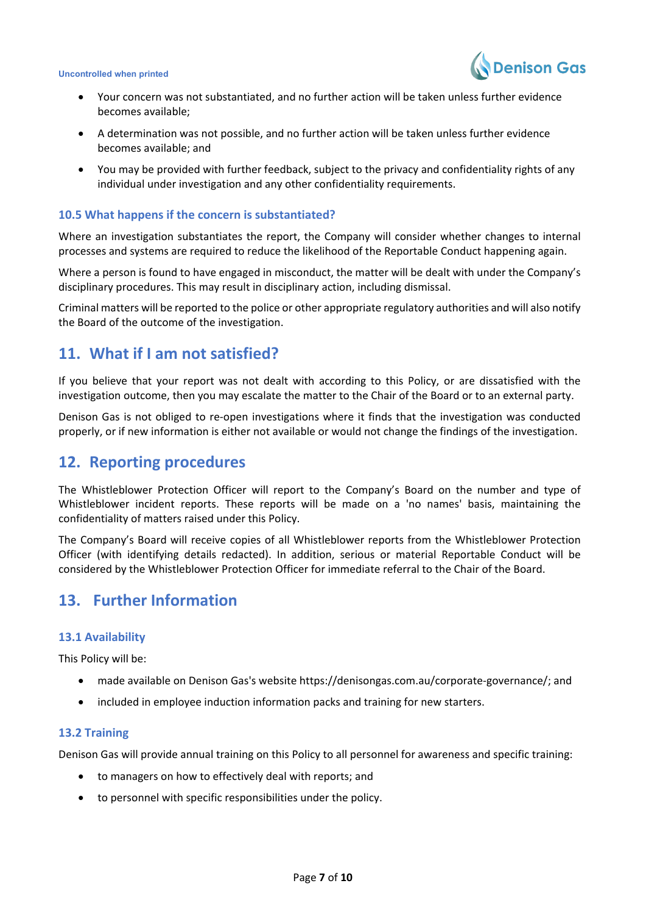- Your concern was not substantiated, and no further action will be taken unless further evidence becomes available;
- A determination was not possible, and no further action will be taken unless further evidence becomes available; and
- You may be provided with further feedback, subject to the privacy and confidentiality rights of any individual under investigation and any other confidentiality requirements.

### 10.5 What happens if the concern is substantiated?

Where an investigation substantiates the report, the Company will consider whether changes to internal processes and systems are required to reduce the likelihood of the Reportable Conduct happening again.

Where a person is found to have engaged in misconduct, the matter will be dealt with under the Company's disciplinary procedures. This may result in disciplinary action, including dismissal.

Criminal matters will be reported to the police or other appropriate regulatory authorities and will also notify the Board of the outcome of the investigation.

## 11. What if I am not satisfied?

If you believe that your report was not dealt with according to this Policy, or are dissatisfied with the investigation outcome, then you may escalate the matter to the Chair of the Board or to an external party.

Denison Gas is not obliged to re-open investigations where it finds that the investigation was conducted properly, or if new information is either not available or would not change the findings of the investigation.

## 12. Reporting procedures

The Whistleblower Protection Officer will report to the Company's Board on the number and type of Whistleblower incident reports. These reports will be made on a 'no names' basis, maintaining the confidentiality of matters raised under this Policy.

The Company's Board will receive copies of all Whistleblower reports from the Whistleblower Protection Officer (with identifying details redacted). In addition, serious or material Reportable Conduct will be considered by the Whistleblower Protection Officer for immediate referral to the Chair of the Board.

## 13. Further Information

### 13.1 Availability

This Policy will be:

- made available on Denison Gas's website https://denisongas.com.au/corporate-governance/; and
- included in employee induction information packs and training for new starters.

### 13.2 Training

Denison Gas will provide annual training on this Policy to all personnel for awareness and specific training:

- to managers on how to effectively deal with reports; and
- to personnel with specific responsibilities under the policy.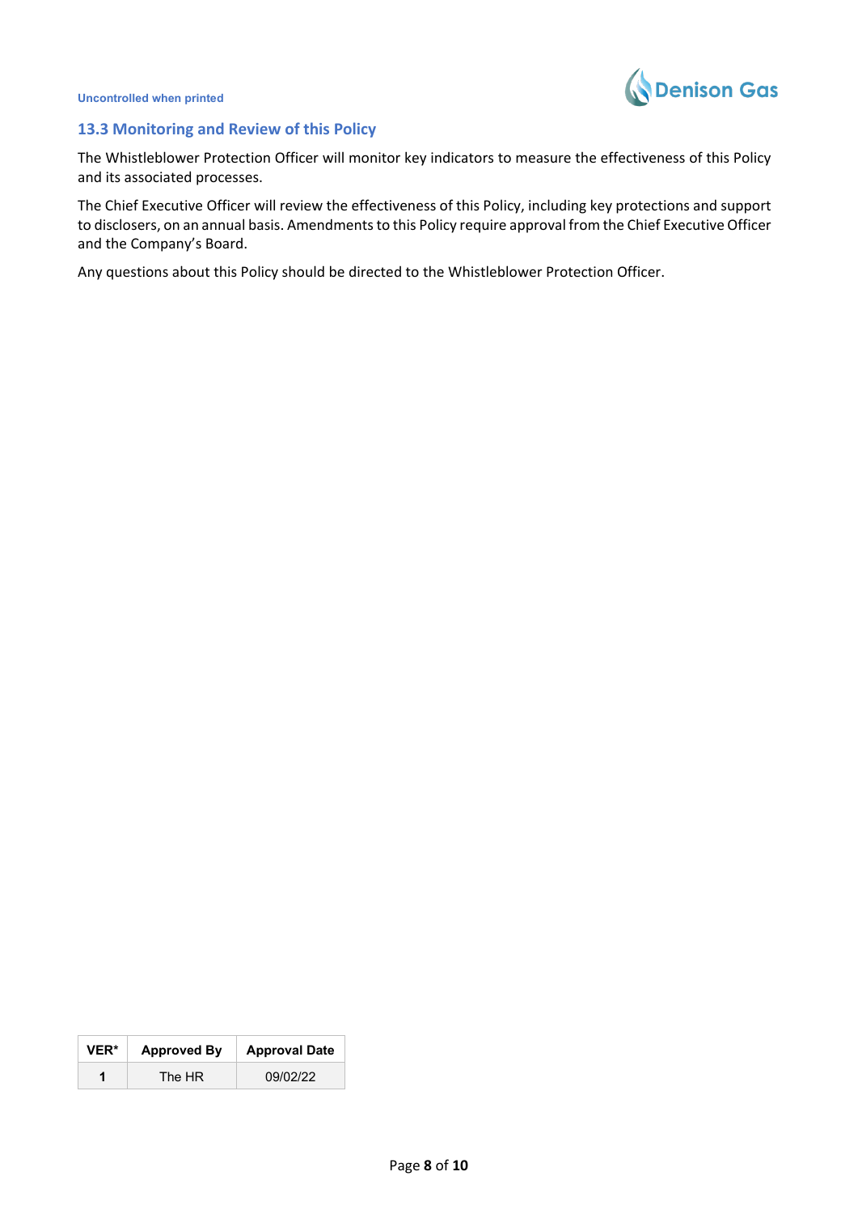### 13.3 Monitoring and Review of this Policy

The Whistleblower Protection Officer will monitor key indicators to measure the effectiveness of this Policy and its associated processes.

The Chief Executive Officer will review the effectiveness of this Policy, including key protections and support to disclosers, on an annual basis. Amendments to this Policy require approval from the Chief Executive Officer and the Company's Board.

Any questions about this Policy should be directed to the Whistleblower Protection Officer.

| VER* | Approved By | Approval Date |
| --- | --- | --- |
| 1 | The HR | 09/02/22 |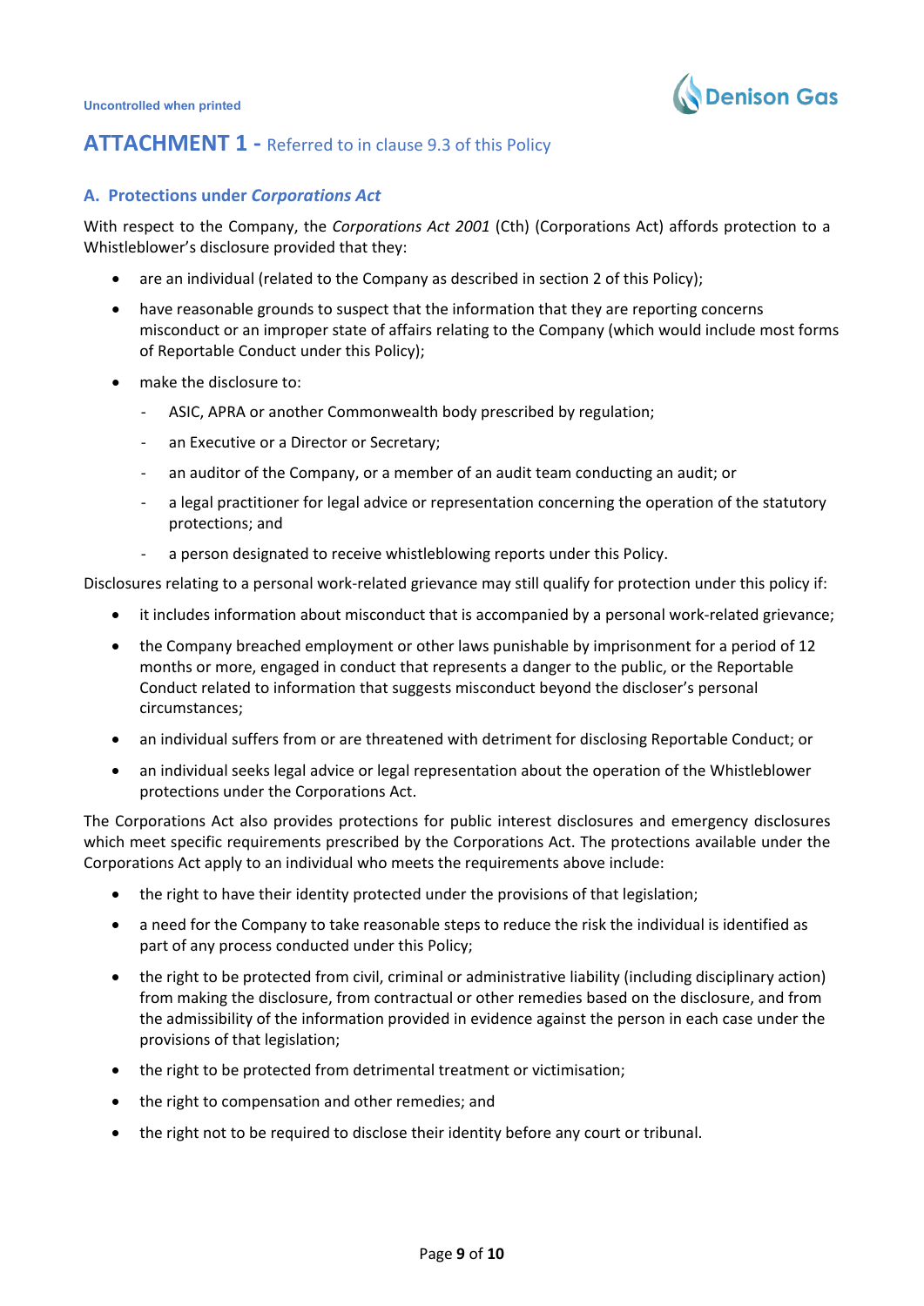# ATTACHMENT 1 - Referred to in clause 9.3 of this Policy

## A. Protections under *Corporations Act*

With respect to the Company, the *Corporations Act 2001* (Cth) (Corporations Act) affords protection to a Whistleblower's disclosure provided that they:

- are an individual (related to the Company as described in section 2 of this Policy);
- have reasonable grounds to suspect that the information that they are reporting concerns misconduct or an improper state of affairs relating to the Company (which would include most forms of Reportable Conduct under this Policy);
- make the disclosure to:
  - ASIC, APRA or another Commonwealth body prescribed by regulation;
  - an Executive or a Director or Secretary;
  - an auditor of the Company, or a member of an audit team conducting an audit; or
  - a legal practitioner for legal advice or representation concerning the operation of the statutory protections; and
  - a person designated to receive whistleblowing reports under this Policy.

Disclosures relating to a personal work-related grievance may still qualify for protection under this policy if:

- it includes information about misconduct that is accompanied by a personal work-related grievance;
- the Company breached employment or other laws punishable by imprisonment for a period of 12 months or more, engaged in conduct that represents a danger to the public, or the Reportable Conduct related to information that suggests misconduct beyond the discloser's personal circumstances;
- an individual suffers from or are threatened with detriment for disclosing Reportable Conduct; or
- an individual seeks legal advice or legal representation about the operation of the Whistleblower protections under the Corporations Act.

The Corporations Act also provides protections for public interest disclosures and emergency disclosures which meet specific requirements prescribed by the Corporations Act. The protections available under the Corporations Act apply to an individual who meets the requirements above include:

- the right to have their identity protected under the provisions of that legislation;
- a need for the Company to take reasonable steps to reduce the risk the individual is identified as part of any process conducted under this Policy;
- the right to be protected from civil, criminal or administrative liability (including disciplinary action) from making the disclosure, from contractual or other remedies based on the disclosure, and from the admissibility of the information provided in evidence against the person in each case under the provisions of that legislation;
- the right to be protected from detrimental treatment or victimisation;
- the right to compensation and other remedies; and
- the right not to be required to disclose their identity before any court or tribunal.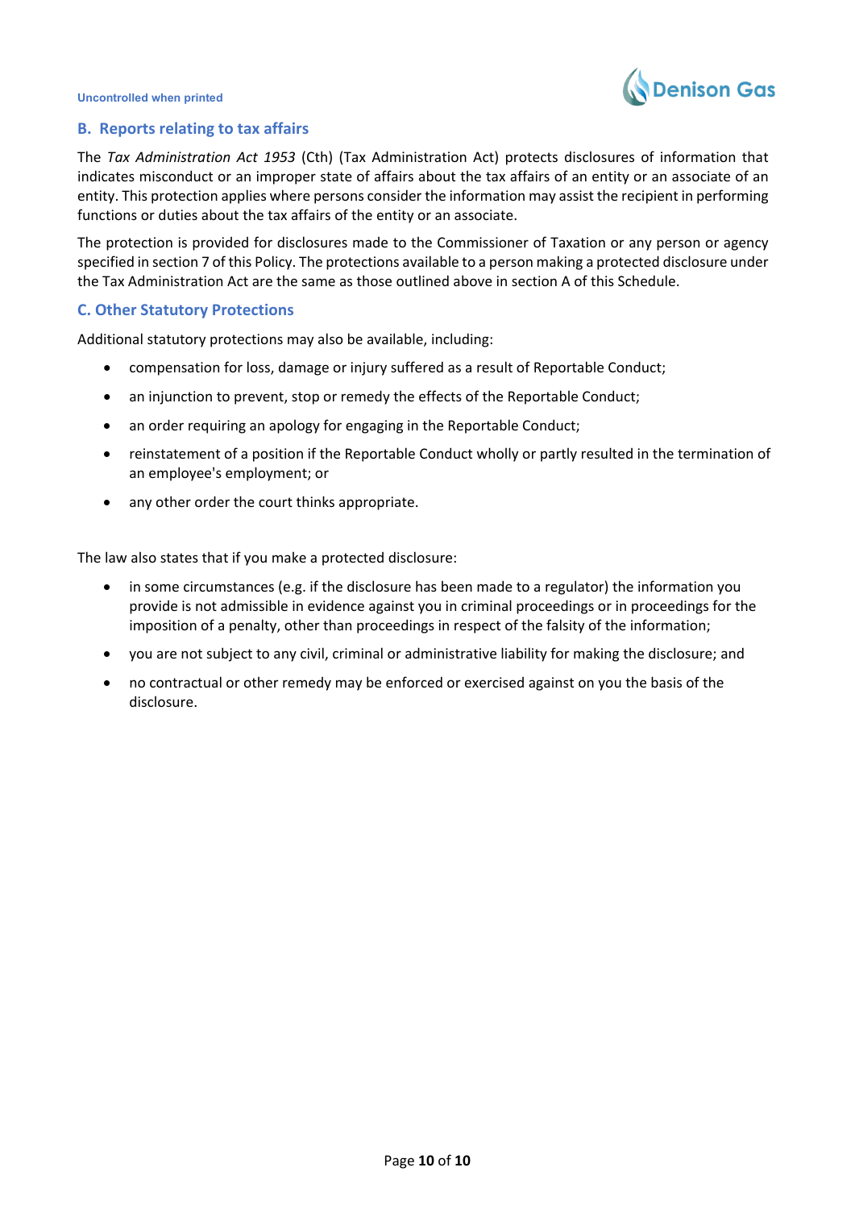## B. Reports relating to tax affairs

The *Tax Administration Act 1953* (Cth) (Tax Administration Act) protects disclosures of information that indicates misconduct or an improper state of affairs about the tax affairs of an entity or an associate of an entity. This protection applies where persons consider the information may assist the recipient in performing functions or duties about the tax affairs of the entity or an associate.

The protection is provided for disclosures made to the Commissioner of Taxation or any person or agency specified in section 7 of this Policy. The protections available to a person making a protected disclosure under the Tax Administration Act are the same as those outlined above in section A of this Schedule.

## C. Other Statutory Protections

Additional statutory protections may also be available, including:

- compensation for loss, damage or injury suffered as a result of Reportable Conduct;
- an injunction to prevent, stop or remedy the effects of the Reportable Conduct;
- an order requiring an apology for engaging in the Reportable Conduct;
- reinstatement of a position if the Reportable Conduct wholly or partly resulted in the termination of an employee's employment; or
- any other order the court thinks appropriate.

The law also states that if you make a protected disclosure:

- in some circumstances (e.g. if the disclosure has been made to a regulator) the information you provide is not admissible in evidence against you in criminal proceedings or in proceedings for the imposition of a penalty, other than proceedings in respect of the falsity of the information;
- you are not subject to any civil, criminal or administrative liability for making the disclosure; and
- no contractual or other remedy may be enforced or exercised against on you the basis of the disclosure.